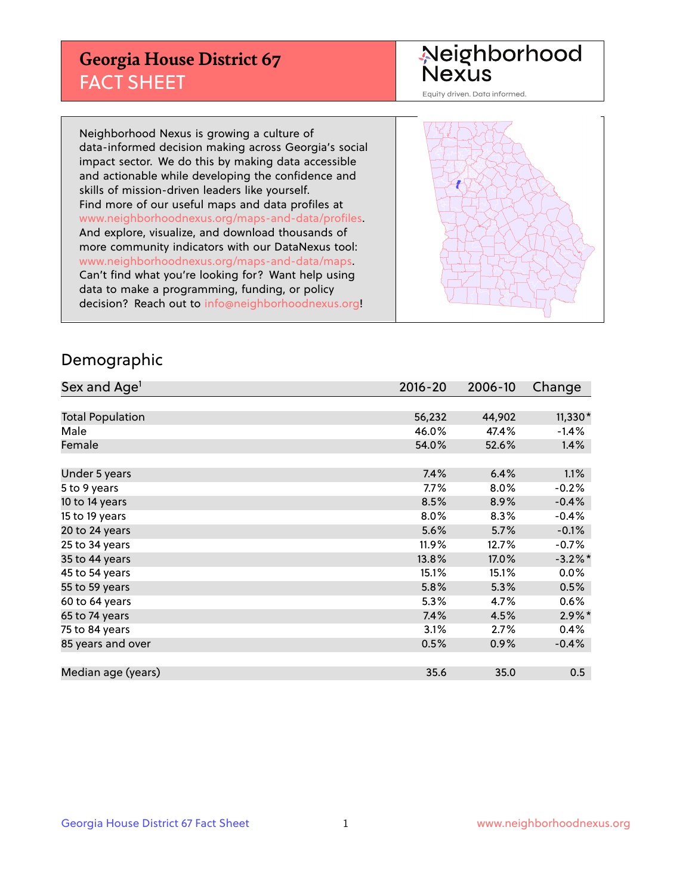# Georgia House District 67
## FACT SHEET

Neighborhood Nexus

Equity driven. Data informed.

Neighborhood Nexus is growing a culture of data-informed decision making across Georgia's social impact sector. We do this by making data accessible and actionable while developing the confidence and skills of mission-driven leaders like yourself. Find more of our useful maps and data profiles at www.neighborhoodnexus.org/maps-and-data/profiles. And explore, visualize, and download thousands of more community indicators with our DataNexus tool: www.neighborhoodnexus.org/maps-and-data/maps. Can't find what you're looking for? Want help using data to make a programming, funding, or policy decision? Reach out to info@neighborhoodnexus.org!

## Demographic

| Sex and Age[1] | 2016-20 | 2006-10 | Change |
|---|---|---|---|
| Total Population | 56,232 | 44,902 | 11,330* |
| Male | 46.0% | 47.4% | -1.4% |
| Female | 54.0% | 52.6% | 1.4% |
| | | | |
| Under 5 years | 7.4% | 6.4% | 1.1% |
| 5 to 9 years | 7.7% | 8.0% | -0.2% |
| 10 to 14 years | 8.5% | 8.9% | -0.4% |
| 15 to 19 years | 8.0% | 8.3% | -0.4% |
| 20 to 24 years | 5.6% | 5.7% | -0.1% |
| 25 to 34 years | 11.9% | 12.7% | -0.7% |
| 35 to 44 years | 13.8% | 17.0% | -3.2%* |
| 45 to 54 years | 15.1% | 15.1% | 0.0% |
| 55 to 59 years | 5.8% | 5.3% | 0.5% |
| 60 to 64 years | 5.3% | 4.7% | 0.6% |
| 65 to 74 years | 7.4% | 4.5% | 2.9%* |
| 75 to 84 years | 3.1% | 2.7% | 0.4% |
| 85 years and over | 0.5% | 0.9% | -0.4% |
| | | | |
| Median age (years) | 35.6 | 35.0 | 0.5 |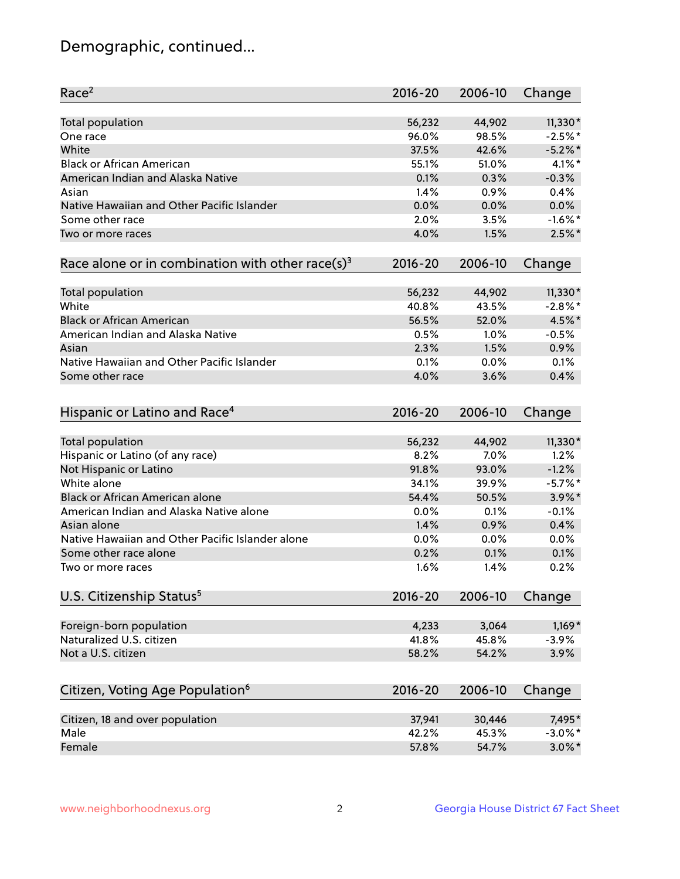## Demographic, continued...

| Race[2] | 2016-20 | 2006-10 | Change |
|---|---|---|---|
| Total population | 56,232 | 44,902 | 11,330* |
| One race | 96.0% | 98.5% | -2.5%* |
| White | 37.5% | 42.6% | -5.2%* |
| Black or African American | 55.1% | 51.0% | 4.1%* |
| American Indian and Alaska Native | 0.1% | 0.3% | -0.3% |
| Asian | 1.4% | 0.9% | 0.4% |
| Native Hawaiian and Other Pacific Islander | 0.0% | 0.0% | 0.0% |
| Some other race | 2.0% | 3.5% | -1.6%* |
| Two or more races | 4.0% | 1.5% | 2.5%* |

| Race alone or in combination with other race(s)[3] | 2016-20 | 2006-10 | Change |
|---|---|---|---|
| Total population | 56,232 | 44,902 | 11,330* |
| White | 40.8% | 43.5% | -2.8%* |
| Black or African American | 56.5% | 52.0% | 4.5%* |
| American Indian and Alaska Native | 0.5% | 1.0% | -0.5% |
| Asian | 2.3% | 1.5% | 0.9% |
| Native Hawaiian and Other Pacific Islander | 0.1% | 0.0% | 0.1% |
| Some other race | 4.0% | 3.6% | 0.4% |

| Hispanic or Latino and Race[4] | 2016-20 | 2006-10 | Change |
|---|---|---|---|
| Total population | 56,232 | 44,902 | 11,330* |
| Hispanic or Latino (of any race) | 8.2% | 7.0% | 1.2% |
| Not Hispanic or Latino | 91.8% | 93.0% | -1.2% |
| White alone | 34.1% | 39.9% | -5.7%* |
| Black or African American alone | 54.4% | 50.5% | 3.9%* |
| American Indian and Alaska Native alone | 0.0% | 0.1% | -0.1% |
| Asian alone | 1.4% | 0.9% | 0.4% |
| Native Hawaiian and Other Pacific Islander alone | 0.0% | 0.0% | 0.0% |
| Some other race alone | 0.2% | 0.1% | 0.1% |
| Two or more races | 1.6% | 1.4% | 0.2% |

| U.S. Citizenship Status[5] | 2016-20 | 2006-10 | Change |
|---|---|---|---|
| Foreign-born population | 4,233 | 3,064 | 1,169* |
| Naturalized U.S. citizen | 41.8% | 45.8% | -3.9% |
| Not a U.S. citizen | 58.2% | 54.2% | 3.9% |

| Citizen, Voting Age Population[6] | 2016-20 | 2006-10 | Change |
|---|---|---|---|
| Citizen, 18 and over population | 37,941 | 30,446 | 7,495* |
| Male | 42.2% | 45.3% | -3.0%* |
| Female | 57.8% | 54.7% | 3.0%* |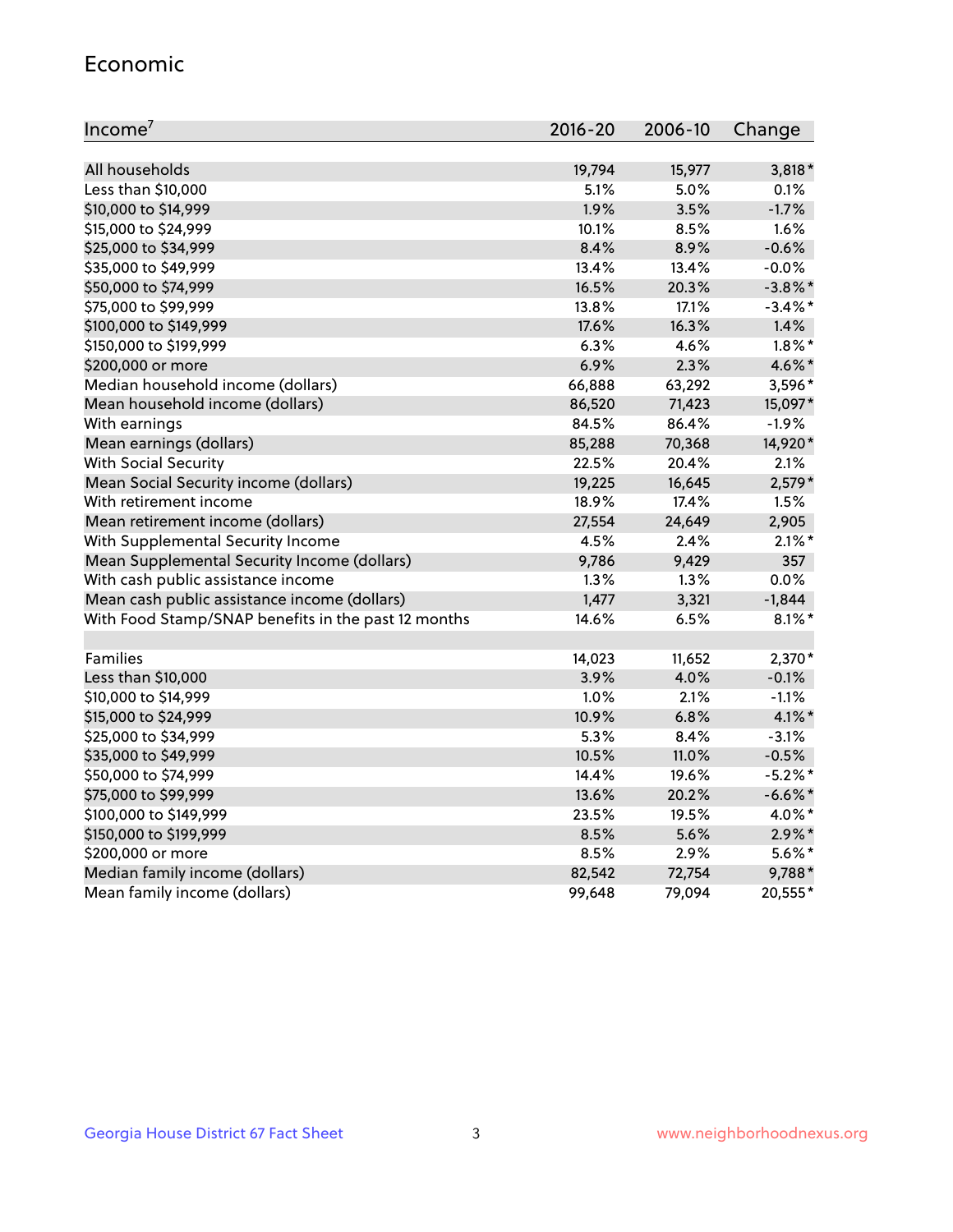## Economic

| Income[7] | 2016-20 | 2006-10 | Change |
|---|---|---|---|
| All households | 19,794 | 15,977 | 3,818* |
| Less than $10,000 | 5.1% | 5.0% | 0.1% |
| $10,000 to $14,999 | 1.9% | 3.5% | -1.7% |
| $15,000 to $24,999 | 10.1% | 8.5% | 1.6% |
| $25,000 to $34,999 | 8.4% | 8.9% | -0.6% |
| $35,000 to $49,999 | 13.4% | 13.4% | -0.0% |
| $50,000 to $74,999 | 16.5% | 20.3% | -3.8%* |
| $75,000 to $99,999 | 13.8% | 17.1% | -3.4%* |
| $100,000 to $149,999 | 17.6% | 16.3% | 1.4% |
| $150,000 to $199,999 | 6.3% | 4.6% | 1.8%* |
| $200,000 or more | 6.9% | 2.3% | 4.6%* |
| Median household income (dollars) | 66,888 | 63,292 | 3,596* |
| Mean household income (dollars) | 86,520 | 71,423 | 15,097* |
| With earnings | 84.5% | 86.4% | -1.9% |
| Mean earnings (dollars) | 85,288 | 70,368 | 14,920* |
| With Social Security | 22.5% | 20.4% | 2.1% |
| Mean Social Security income (dollars) | 19,225 | 16,645 | 2,579* |
| With retirement income | 18.9% | 17.4% | 1.5% |
| Mean retirement income (dollars) | 27,554 | 24,649 | 2,905 |
| With Supplemental Security Income | 4.5% | 2.4% | 2.1%* |
| Mean Supplemental Security Income (dollars) | 9,786 | 9,429 | 357 |
| With cash public assistance income | 1.3% | 1.3% | 0.0% |
| Mean cash public assistance income (dollars) | 1,477 | 3,321 | -1,844 |
| With Food Stamp/SNAP benefits in the past 12 months | 14.6% | 6.5% | 8.1%* |
| | | | |
| Families | 14,023 | 11,652 | 2,370* |
| Less than $10,000 | 3.9% | 4.0% | -0.1% |
| $10,000 to $14,999 | 1.0% | 2.1% | -1.1% |
| $15,000 to $24,999 | 10.9% | 6.8% | 4.1%* |
| $25,000 to $34,999 | 5.3% | 8.4% | -3.1% |
| $35,000 to $49,999 | 10.5% | 11.0% | -0.5% |
| $50,000 to $74,999 | 14.4% | 19.6% | -5.2%* |
| $75,000 to $99,999 | 13.6% | 20.2% | -6.6%* |
| $100,000 to $149,999 | 23.5% | 19.5% | 4.0%* |
| $150,000 to $199,999 | 8.5% | 5.6% | 2.9%* |
| $200,000 or more | 8.5% | 2.9% | 5.6%* |
| Median family income (dollars) | 82,542 | 72,754 | 9,788* |
| Mean family income (dollars) | 99,648 | 79,094 | 20,555* |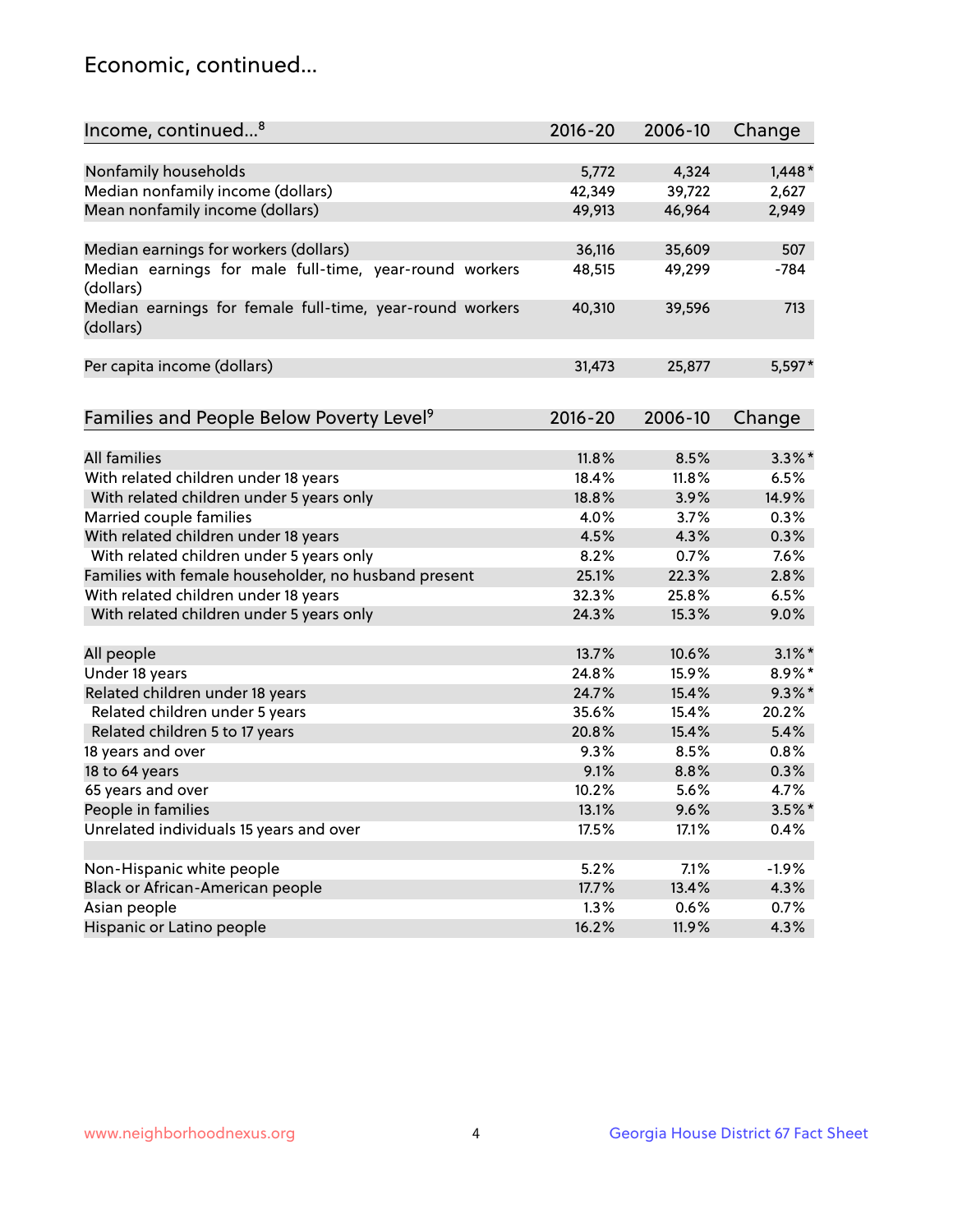## Economic, continued...

| Income, continued...[8] | 2016-20 | 2006-10 | Change |
|---|---|---|---|
| Nonfamily households | 5,772 | 4,324 | 1,448* |
| Median nonfamily income (dollars) | 42,349 | 39,722 | 2,627 |
| Mean nonfamily income (dollars) | 49,913 | 46,964 | 2,949 |
| Median earnings for workers (dollars) | 36,116 | 35,609 | 507 |
| Median earnings for male full-time, year-round workers (dollars) | 48,515 | 49,299 | -784 |
| Median earnings for female full-time, year-round workers (dollars) | 40,310 | 39,596 | 713 |
| Per capita income (dollars) | 31,473 | 25,877 | 5,597* |

| Families and People Below Poverty Level[9] | 2016-20 | 2006-10 | Change |
|---|---|---|---|
| All families | 11.8% | 8.5% | 3.3%* |
| With related children under 18 years | 18.4% | 11.8% | 6.5% |
| With related children under 5 years only | 18.8% | 3.9% | 14.9% |
| Married couple families | 4.0% | 3.7% | 0.3% |
| With related children under 18 years | 4.5% | 4.3% | 0.3% |
| With related children under 5 years only | 8.2% | 0.7% | 7.6% |
| Families with female householder, no husband present | 25.1% | 22.3% | 2.8% |
| With related children under 18 years | 32.3% | 25.8% | 6.5% |
| With related children under 5 years only | 24.3% | 15.3% | 9.0% |
| All people | 13.7% | 10.6% | 3.1%* |
| Under 18 years | 24.8% | 15.9% | 8.9%* |
| Related children under 18 years | 24.7% | 15.4% | 9.3%* |
| Related children under 5 years | 35.6% | 15.4% | 20.2% |
| Related children 5 to 17 years | 20.8% | 15.4% | 5.4% |
| 18 years and over | 9.3% | 8.5% | 0.8% |
| 18 to 64 years | 9.1% | 8.8% | 0.3% |
| 65 years and over | 10.2% | 5.6% | 4.7% |
| People in families | 13.1% | 9.6% | 3.5%* |
| Unrelated individuals 15 years and over | 17.5% | 17.1% | 0.4% |
| Non-Hispanic white people | 5.2% | 7.1% | -1.9% |
| Black or African-American people | 17.7% | 13.4% | 4.3% |
| Asian people | 1.3% | 0.6% | 0.7% |
| Hispanic or Latino people | 16.2% | 11.9% | 4.3% |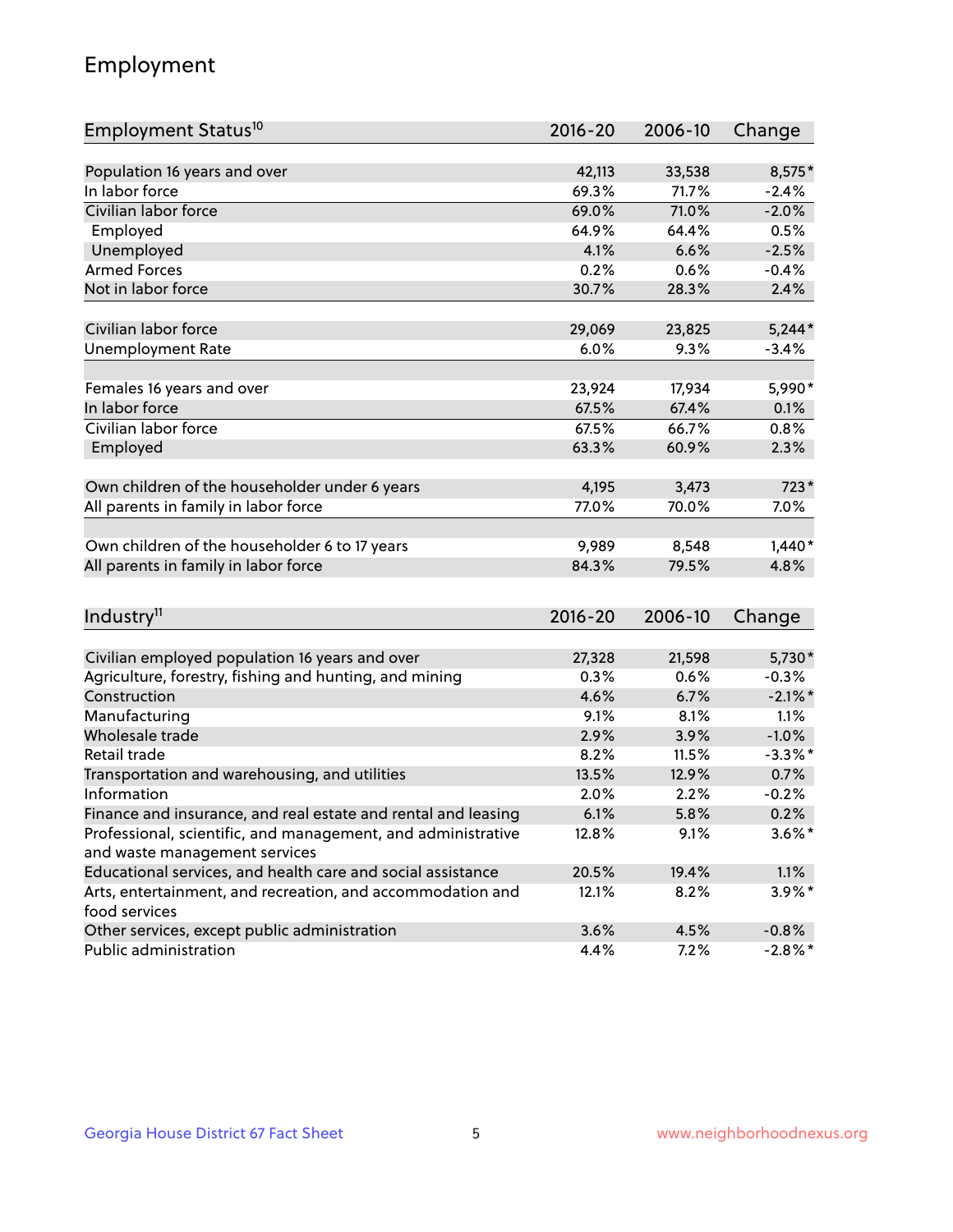# Employment

| Employment Status[10] | 2016-20 | 2006-10 | Change |
|---|---|---|---|
| Population 16 years and over | 42,113 | 33,538 | 8,575* |
| In labor force | 69.3% | 71.7% | -2.4% |
| Civilian labor force | 69.0% | 71.0% | -2.0% |
| Employed | 64.9% | 64.4% | 0.5% |
| Unemployed | 4.1% | 6.6% | -2.5% |
| Armed Forces | 0.2% | 0.6% | -0.4% |
| Not in labor force | 30.7% | 28.3% | 2.4% |
| | | | |
| Civilian labor force | 29,069 | 23,825 | 5,244* |
| Unemployment Rate | 6.0% | 9.3% | -3.4% |
| | | | |
| Females 16 years and over | 23,924 | 17,934 | 5,990* |
| In labor force | 67.5% | 67.4% | 0.1% |
| Civilian labor force | 67.5% | 66.7% | 0.8% |
| Employed | 63.3% | 60.9% | 2.3% |
| | | | |
| Own children of the householder under 6 years | 4,195 | 3,473 | 723* |
| All parents in family in labor force | 77.0% | 70.0% | 7.0% |
| | | | |
| Own children of the householder 6 to 17 years | 9,989 | 8,548 | 1,440* |
| All parents in family in labor force | 84.3% | 79.5% | 4.8% |

| Industry[11] | 2016-20 | 2006-10 | Change |
|---|---|---|---|
| Civilian employed population 16 years and over | 27,328 | 21,598 | 5,730* |
| Agriculture, forestry, fishing and hunting, and mining | 0.3% | 0.6% | -0.3% |
| Construction | 4.6% | 6.7% | -2.1%* |
| Manufacturing | 9.1% | 8.1% | 1.1% |
| Wholesale trade | 2.9% | 3.9% | -1.0% |
| Retail trade | 8.2% | 11.5% | -3.3%* |
| Transportation and warehousing, and utilities | 13.5% | 12.9% | 0.7% |
| Information | 2.0% | 2.2% | -0.2% |
| Finance and insurance, and real estate and rental and leasing | 6.1% | 5.8% | 0.2% |
| Professional, scientific, and management, and administrative and waste management services | 12.8% | 9.1% | 3.6%* |
| Educational services, and health care and social assistance | 20.5% | 19.4% | 1.1% |
| Arts, entertainment, and recreation, and accommodation and food services | 12.1% | 8.2% | 3.9%* |
| Other services, except public administration | 3.6% | 4.5% | -0.8% |
| Public administration | 4.4% | 7.2% | -2.8%* |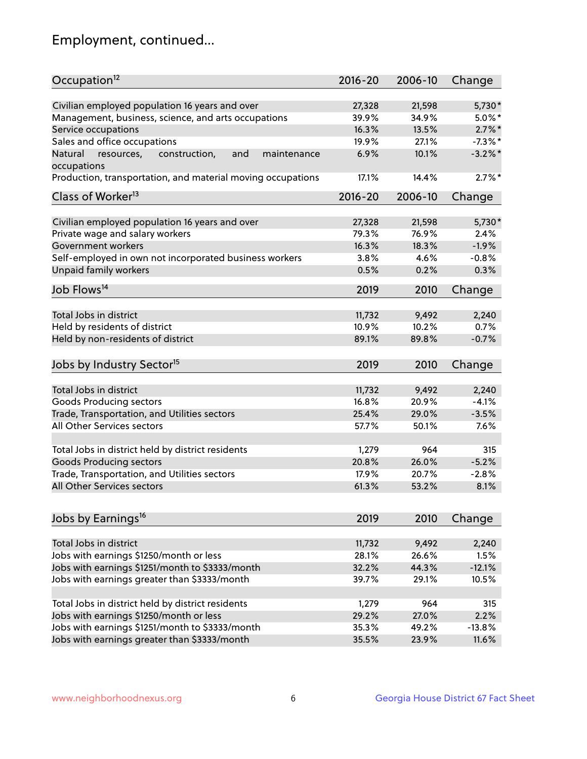# Employment, continued...

| Occupation[12] | 2016-20 | 2006-10 | Change |
|---|---|---|---|
| Civilian employed population 16 years and over | 27,328 | 21,598 | 5,730* |
| Management, business, science, and arts occupations | 39.9% | 34.9% | 5.0%* |
| Service occupations | 16.3% | 13.5% | 2.7%* |
| Sales and office occupations | 19.9% | 27.1% | -7.3%* |
| Natural resources, construction, and maintenance occupations | 6.9% | 10.1% | -3.2%* |
| Production, transportation, and material moving occupations | 17.1% | 14.4% | 2.7%* |

| Class of Worker[13] | 2016-20 | 2006-10 | Change |
|---|---|---|---|
| Civilian employed population 16 years and over | 27,328 | 21,598 | 5,730* |
| Private wage and salary workers | 79.3% | 76.9% | 2.4% |
| Government workers | 16.3% | 18.3% | -1.9% |
| Self-employed in own not incorporated business workers | 3.8% | 4.6% | -0.8% |
| Unpaid family workers | 0.5% | 0.2% | 0.3% |

| Job Flows[14] | 2019 | 2010 | Change |
|---|---|---|---|
| Total Jobs in district | 11,732 | 9,492 | 2,240 |
| Held by residents of district | 10.9% | 10.2% | 0.7% |
| Held by non-residents of district | 89.1% | 89.8% | -0.7% |

| Jobs by Industry Sector[15] | 2019 | 2010 | Change |
|---|---|---|---|
| Total Jobs in district | 11,732 | 9,492 | 2,240 |
| Goods Producing sectors | 16.8% | 20.9% | -4.1% |
| Trade, Transportation, and Utilities sectors | 25.4% | 29.0% | -3.5% |
| All Other Services sectors | 57.7% | 50.1% | 7.6% |
| | | | |
| Total Jobs in district held by district residents | 1,279 | 964 | 315 |
| Goods Producing sectors | 20.8% | 26.0% | -5.2% |
| Trade, Transportation, and Utilities sectors | 17.9% | 20.7% | -2.8% |
| All Other Services sectors | 61.3% | 53.2% | 8.1% |

| Jobs by Earnings[16] | 2019 | 2010 | Change |
|---|---|---|---|
| Total Jobs in district | 11,732 | 9,492 | 2,240 |
| Jobs with earnings $1250/month or less | 28.1% | 26.6% | 1.5% |
| Jobs with earnings $1251/month to $3333/month | 32.2% | 44.3% | -12.1% |
| Jobs with earnings greater than $3333/month | 39.7% | 29.1% | 10.5% |
| | | | |
| Total Jobs in district held by district residents | 1,279 | 964 | 315 |
| Jobs with earnings $1250/month or less | 29.2% | 27.0% | 2.2% |
| Jobs with earnings $1251/month to $3333/month | 35.3% | 49.2% | -13.8% |
| Jobs with earnings greater than $3333/month | 35.5% | 23.9% | 11.6% |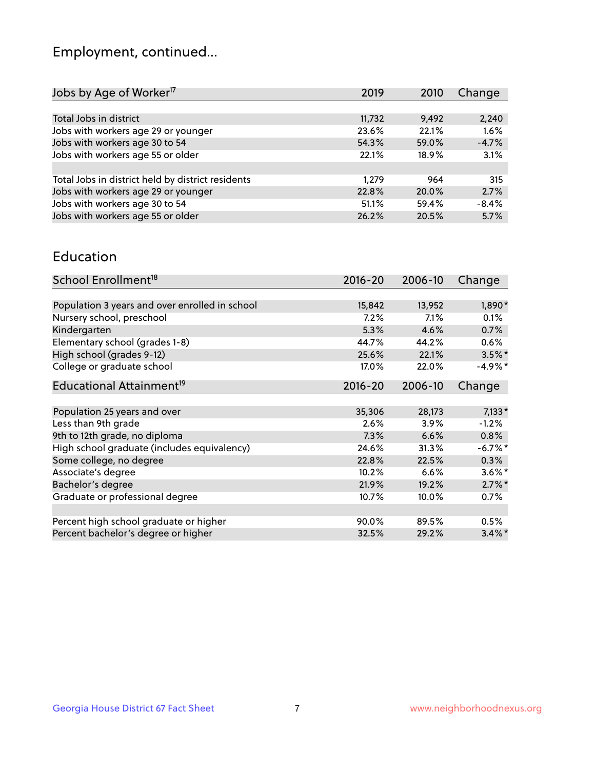## Employment, continued...

| Jobs by Age of Worker[17] | 2019 | 2010 | Change |
|---|---|---|---|
| Total Jobs in district | 11,732 | 9,492 | 2,240 |
| Jobs with workers age 29 or younger | 23.6% | 22.1% | 1.6% |
| Jobs with workers age 30 to 54 | 54.3% | 59.0% | -4.7% |
| Jobs with workers age 55 or older | 22.1% | 18.9% | 3.1% |
| | | | |
| Total Jobs in district held by district residents | 1,279 | 964 | 315 |
| Jobs with workers age 29 or younger | 22.8% | 20.0% | 2.7% |
| Jobs with workers age 30 to 54 | 51.1% | 59.4% | -8.4% |
| Jobs with workers age 55 or older | 26.2% | 20.5% | 5.7% |

## Education

| School Enrollment[18] | 2016-20 | 2006-10 | Change |
|---|---|---|---|
| Population 3 years and over enrolled in school | 15,842 | 13,952 | 1,890* |
| Nursery school, preschool | 7.2% | 7.1% | 0.1% |
| Kindergarten | 5.3% | 4.6% | 0.7% |
| Elementary school (grades 1-8) | 44.7% | 44.2% | 0.6% |
| High school (grades 9-12) | 25.6% | 22.1% | 3.5%* |
| College or graduate school | 17.0% | 22.0% | -4.9%* |

| Educational Attainment[19] | 2016-20 | 2006-10 | Change |
|---|---|---|---|
| Population 25 years and over | 35,306 | 28,173 | 7,133* |
| Less than 9th grade | 2.6% | 3.9% | -1.2% |
| 9th to 12th grade, no diploma | 7.3% | 6.6% | 0.8% |
| High school graduate (includes equivalency) | 24.6% | 31.3% | -6.7%* |
| Some college, no degree | 22.8% | 22.5% | 0.3% |
| Associate's degree | 10.2% | 6.6% | 3.6%* |
| Bachelor's degree | 21.9% | 19.2% | 2.7%* |
| Graduate or professional degree | 10.7% | 10.0% | 0.7% |
| | | | |
| Percent high school graduate or higher | 90.0% | 89.5% | 0.5% |
| Percent bachelor's degree or higher | 32.5% | 29.2% | 3.4%* |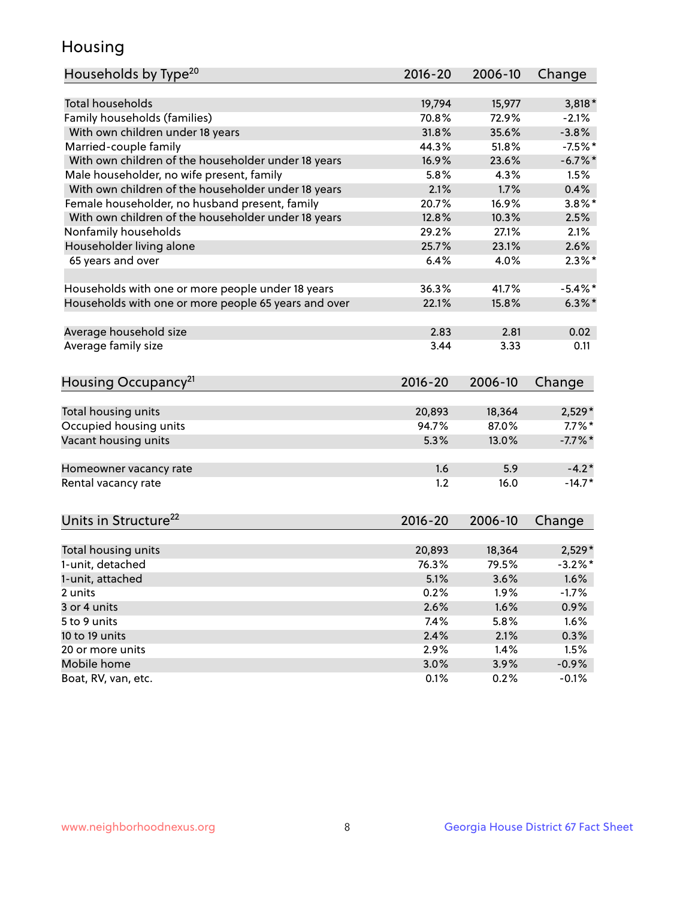# Housing

| Households by Type[20] | 2016-20 | 2006-10 | Change |
|---|---|---|---|
| Total households | 19,794 | 15,977 | 3,818* |
| Family households (families) | 70.8% | 72.9% | -2.1% |
| With own children under 18 years | 31.8% | 35.6% | -3.8% |
| Married-couple family | 44.3% | 51.8% | -7.5%* |
| With own children of the householder under 18 years | 16.9% | 23.6% | -6.7%* |
| Male householder, no wife present, family | 5.8% | 4.3% | 1.5% |
| With own children of the householder under 18 years | 2.1% | 1.7% | 0.4% |
| Female householder, no husband present, family | 20.7% | 16.9% | 3.8%* |
| With own children of the householder under 18 years | 12.8% | 10.3% | 2.5% |
| Nonfamily households | 29.2% | 27.1% | 2.1% |
| Householder living alone | 25.7% | 23.1% | 2.6% |
| 65 years and over | 6.4% | 4.0% | 2.3%* |
| | | | |
| Households with one or more people under 18 years | 36.3% | 41.7% | -5.4%* |
| Households with one or more people 65 years and over | 22.1% | 15.8% | 6.3%* |
| | | | |
| Average household size | 2.83 | 2.81 | 0.02 |
| Average family size | 3.44 | 3.33 | 0.11 |

| Housing Occupancy[21] | 2016-20 | 2006-10 | Change |
|---|---|---|---|
| Total housing units | 20,893 | 18,364 | 2,529* |
| Occupied housing units | 94.7% | 87.0% | 7.7%* |
| Vacant housing units | 5.3% | 13.0% | -7.7%* |
| | | | |
| Homeowner vacancy rate | 1.6 | 5.9 | -4.2* |
| Rental vacancy rate | 1.2 | 16.0 | -14.7* |

| Units in Structure[22] | 2016-20 | 2006-10 | Change |
|---|---|---|---|
| Total housing units | 20,893 | 18,364 | 2,529* |
| 1-unit, detached | 76.3% | 79.5% | -3.2%* |
| 1-unit, attached | 5.1% | 3.6% | 1.6% |
| 2 units | 0.2% | 1.9% | -1.7% |
| 3 or 4 units | 2.6% | 1.6% | 0.9% |
| 5 to 9 units | 7.4% | 5.8% | 1.6% |
| 10 to 19 units | 2.4% | 2.1% | 0.3% |
| 20 or more units | 2.9% | 1.4% | 1.5% |
| Mobile home | 3.0% | 3.9% | -0.9% |
| Boat, RV, van, etc. | 0.1% | 0.2% | -0.1% |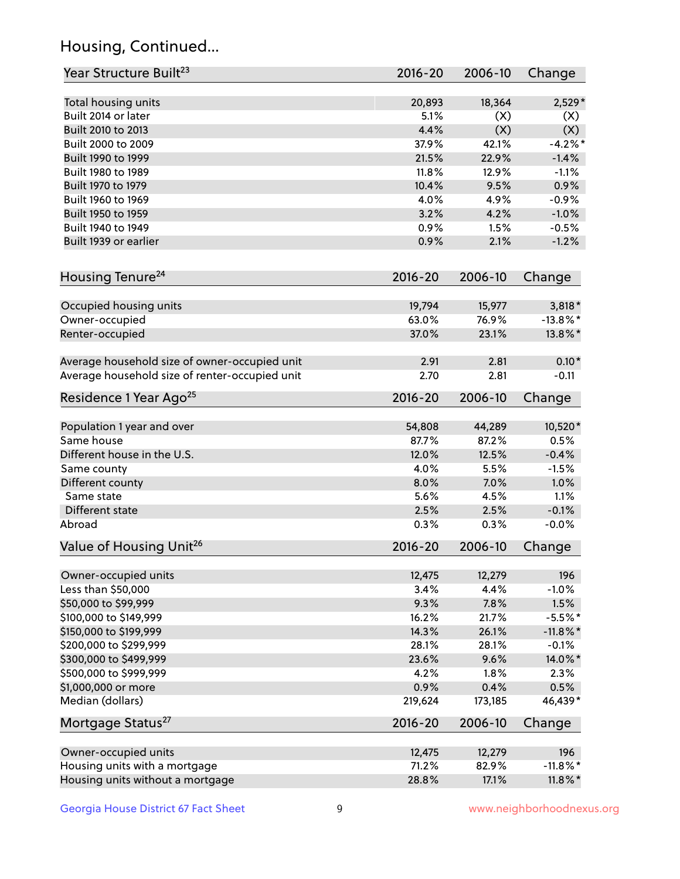## Housing, Continued...

| Year Structure Built[23] | 2016-20 | 2006-10 | Change |
|---|---|---|---|
| Total housing units | 20,893 | 18,364 | 2,529* |
| Built 2014 or later | 5.1% | (X) | (X) |
| Built 2010 to 2013 | 4.4% | (X) | (X) |
| Built 2000 to 2009 | 37.9% | 42.1% | -4.2%* |
| Built 1990 to 1999 | 21.5% | 22.9% | -1.4% |
| Built 1980 to 1989 | 11.8% | 12.9% | -1.1% |
| Built 1970 to 1979 | 10.4% | 9.5% | 0.9% |
| Built 1960 to 1969 | 4.0% | 4.9% | -0.9% |
| Built 1950 to 1959 | 3.2% | 4.2% | -1.0% |
| Built 1940 to 1949 | 0.9% | 1.5% | -0.5% |
| Built 1939 or earlier | 0.9% | 2.1% | -1.2% |

| Housing Tenure[24] | 2016-20 | 2006-10 | Change |
|---|---|---|---|
| Occupied housing units | 19,794 | 15,977 | 3,818* |
| Owner-occupied | 63.0% | 76.9% | -13.8%* |
| Renter-occupied | 37.0% | 23.1% | 13.8%* |
| Average household size of owner-occupied unit | 2.91 | 2.81 | 0.10* |
| Average household size of renter-occupied unit | 2.70 | 2.81 | -0.11 |

| Residence 1 Year Ago[25] | 2016-20 | 2006-10 | Change |
|---|---|---|---|
| Population 1 year and over | 54,808 | 44,289 | 10,520* |
| Same house | 87.7% | 87.2% | 0.5% |
| Different house in the U.S. | 12.0% | 12.5% | -0.4% |
| Same county | 4.0% | 5.5% | -1.5% |
| Different county | 8.0% | 7.0% | 1.0% |
| Same state | 5.6% | 4.5% | 1.1% |
| Different state | 2.5% | 2.5% | -0.1% |
| Abroad | 0.3% | 0.3% | -0.0% |

| Value of Housing Unit[26] | 2016-20 | 2006-10 | Change |
|---|---|---|---|
| Owner-occupied units | 12,475 | 12,279 | 196 |
| Less than $50,000 | 3.4% | 4.4% | -1.0% |
| $50,000 to $99,999 | 9.3% | 7.8% | 1.5% |
| $100,000 to $149,999 | 16.2% | 21.7% | -5.5%* |
| $150,000 to $199,999 | 14.3% | 26.1% | -11.8%* |
| $200,000 to $299,999 | 28.1% | 28.1% | -0.1% |
| $300,000 to $499,999 | 23.6% | 9.6% | 14.0%* |
| $500,000 to $999,999 | 4.2% | 1.8% | 2.3% |
| $1,000,000 or more | 0.9% | 0.4% | 0.5% |
| Median (dollars) | 219,624 | 173,185 | 46,439* |

| Mortgage Status[27] | 2016-20 | 2006-10 | Change |
|---|---|---|---|
| Owner-occupied units | 12,475 | 12,279 | 196 |
| Housing units with a mortgage | 71.2% | 82.9% | -11.8%* |
| Housing units without a mortgage | 28.8% | 17.1% | 11.8%* |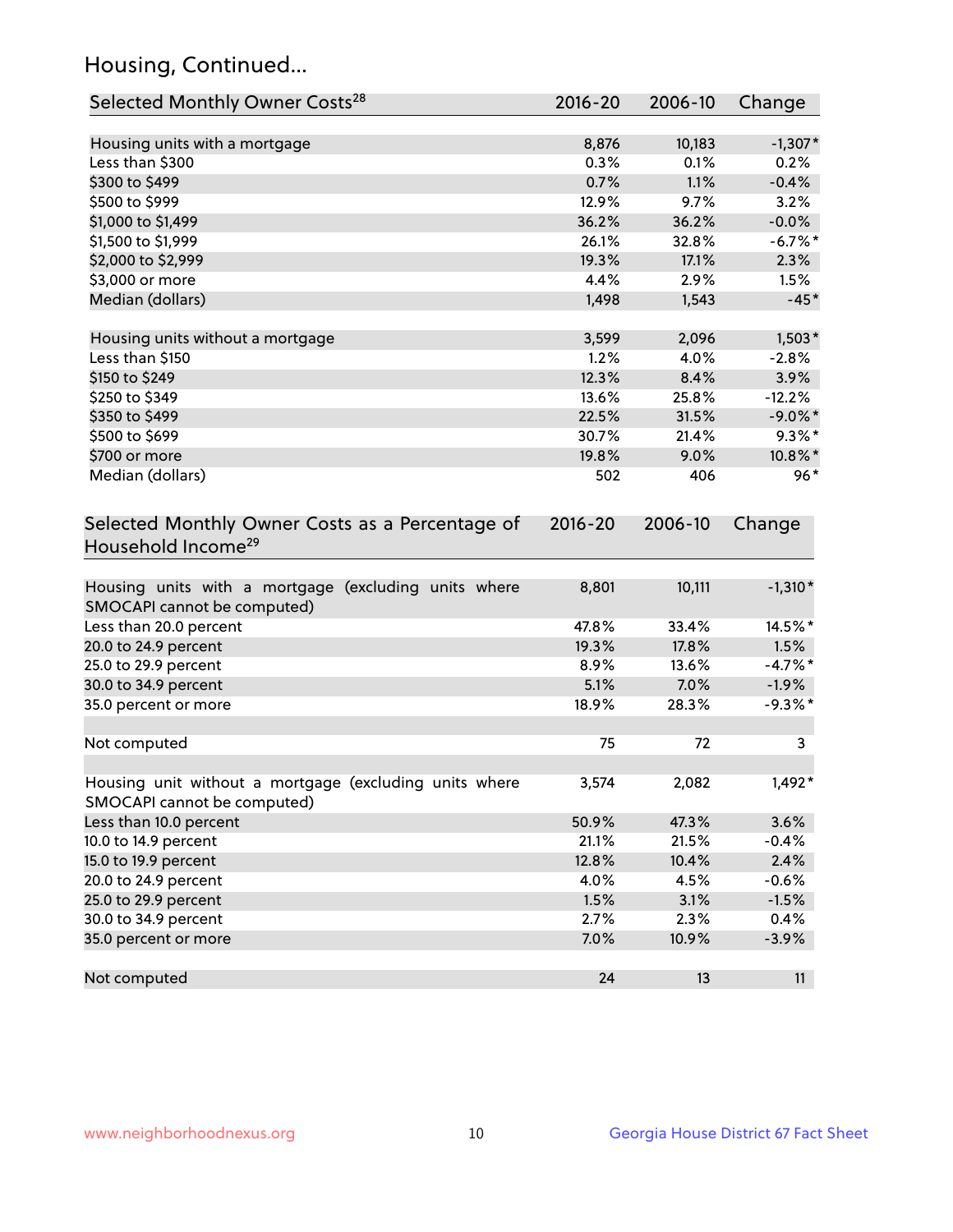## Housing, Continued...

| Selected Monthly Owner Costs[28] | 2016-20 | 2006-10 | Change |
|---|---|---|---|
| Housing units with a mortgage | 8,876 | 10,183 | -1,307* |
| Less than $300 | 0.3% | 0.1% | 0.2% |
| $300 to $499 | 0.7% | 1.1% | -0.4% |
| $500 to $999 | 12.9% | 9.7% | 3.2% |
| $1,000 to $1,499 | 36.2% | 36.2% | -0.0% |
| $1,500 to $1,999 | 26.1% | 32.8% | -6.7%* |
| $2,000 to $2,999 | 19.3% | 17.1% | 2.3% |
| $3,000 or more | 4.4% | 2.9% | 1.5% |
| Median (dollars) | 1,498 | 1,543 | -45* |
| | | | |
| Housing units without a mortgage | 3,599 | 2,096 | 1,503* |
| Less than $150 | 1.2% | 4.0% | -2.8% |
| $150 to $249 | 12.3% | 8.4% | 3.9% |
| $250 to $349 | 13.6% | 25.8% | -12.2% |
| $350 to $499 | 22.5% | 31.5% | -9.0%* |
| $500 to $699 | 30.7% | 21.4% | 9.3%* |
| $700 or more | 19.8% | 9.0% | 10.8%* |
| Median (dollars) | 502 | 406 | 96* |

| Selected Monthly Owner Costs as a Percentage of Household Income[29] | 2016-20 | 2006-10 | Change |
|---|---|---|---|
| Housing units with a mortgage (excluding units where SMOCAPI cannot be computed) | 8,801 | 10,111 | -1,310* |
| Less than 20.0 percent | 47.8% | 33.4% | 14.5%* |
| 20.0 to 24.9 percent | 19.3% | 17.8% | 1.5% |
| 25.0 to 29.9 percent | 8.9% | 13.6% | -4.7%* |
| 30.0 to 34.9 percent | 5.1% | 7.0% | -1.9% |
| 35.0 percent or more | 18.9% | 28.3% | -9.3%* |
| | | | |
| Not computed | 75 | 72 | 3 |
| | | | |
| Housing unit without a mortgage (excluding units where SMOCAPI cannot be computed) | 3,574 | 2,082 | 1,492* |
| Less than 10.0 percent | 50.9% | 47.3% | 3.6% |
| 10.0 to 14.9 percent | 21.1% | 21.5% | -0.4% |
| 15.0 to 19.9 percent | 12.8% | 10.4% | 2.4% |
| 20.0 to 24.9 percent | 4.0% | 4.5% | -0.6% |
| 25.0 to 29.9 percent | 1.5% | 3.1% | -1.5% |
| 30.0 to 34.9 percent | 2.7% | 2.3% | 0.4% |
| 35.0 percent or more | 7.0% | 10.9% | -3.9% |
| | | | |
| Not computed | 24 | 13 | 11 |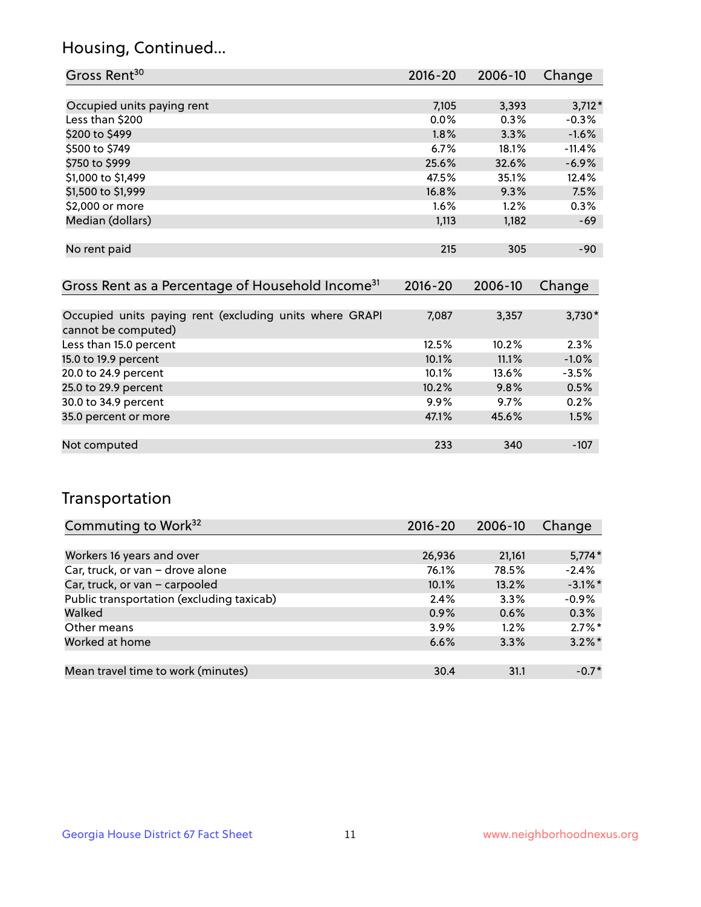## Housing, Continued...

| Gross Rent[30] | 2016-20 | 2006-10 | Change |
|---|---|---|---|
| Occupied units paying rent | 7,105 | 3,393 | 3,712* |
| Less than $200 | 0.0% | 0.3% | -0.3% |
| $200 to $499 | 1.8% | 3.3% | -1.6% |
| $500 to $749 | 6.7% | 18.1% | -11.4% |
| $750 to $999 | 25.6% | 32.6% | -6.9% |
| $1,000 to $1,499 | 47.5% | 35.1% | 12.4% |
| $1,500 to $1,999 | 16.8% | 9.3% | 7.5% |
| $2,000 or more | 1.6% | 1.2% | 0.3% |
| Median (dollars) | 1,113 | 1,182 | -69 |
| No rent paid | 215 | 305 | -90 |

| Gross Rent as a Percentage of Household Income[31] | 2016-20 | 2006-10 | Change |
|---|---|---|---|
| Occupied units paying rent (excluding units where GRAPI cannot be computed) | 7,087 | 3,357 | 3,730* |
| Less than 15.0 percent | 12.5% | 10.2% | 2.3% |
| 15.0 to 19.9 percent | 10.1% | 11.1% | -1.0% |
| 20.0 to 24.9 percent | 10.1% | 13.6% | -3.5% |
| 25.0 to 29.9 percent | 10.2% | 9.8% | 0.5% |
| 30.0 to 34.9 percent | 9.9% | 9.7% | 0.2% |
| 35.0 percent or more | 47.1% | 45.6% | 1.5% |
| Not computed | 233 | 340 | -107 |

## Transportation

| Commuting to Work[32] | 2016-20 | 2006-10 | Change |
|---|---|---|---|
| Workers 16 years and over | 26,936 | 21,161 | 5,774* |
| Car, truck, or van – drove alone | 76.1% | 78.5% | -2.4% |
| Car, truck, or van – carpooled | 10.1% | 13.2% | -3.1%* |
| Public transportation (excluding taxicab) | 2.4% | 3.3% | -0.9% |
| Walked | 0.9% | 0.6% | 0.3% |
| Other means | 3.9% | 1.2% | 2.7%* |
| Worked at home | 6.6% | 3.3% | 3.2%* |
| Mean travel time to work (minutes) | 30.4 | 31.1 | -0.7* |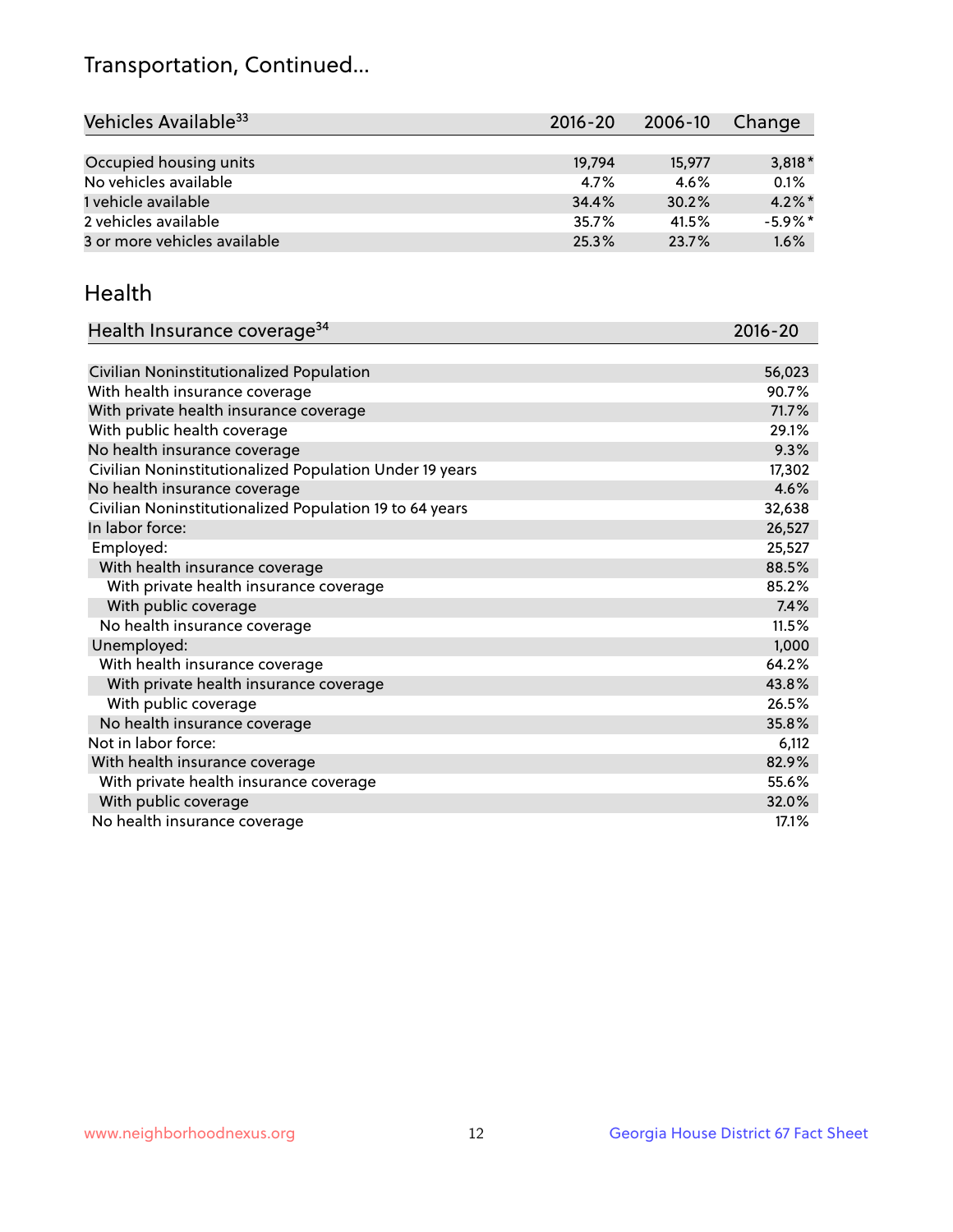## Transportation, Continued...

| Vehicles Available[33] | 2016-20 | 2006-10 | Change |
|---|---|---|---|
| Occupied housing units | 19,794 | 15,977 | 3,818* |
| No vehicles available | 4.7% | 4.6% | 0.1% |
| 1 vehicle available | 34.4% | 30.2% | 4.2%* |
| 2 vehicles available | 35.7% | 41.5% | -5.9%* |
| 3 or more vehicles available | 25.3% | 23.7% | 1.6% |

## Health

| Health Insurance coverage[34] | 2016-20 |
|---|---|
| Civilian Noninstitutionalized Population | 56,023 |
| With health insurance coverage | 90.7% |
| With private health insurance coverage | 71.7% |
| With public health coverage | 29.1% |
| No health insurance coverage | 9.3% |
| Civilian Noninstitutionalized Population Under 19 years | 17,302 |
| No health insurance coverage | 4.6% |
| Civilian Noninstitutionalized Population 19 to 64 years | 32,638 |
| In labor force: | 26,527 |
| Employed: | 25,527 |
| With health insurance coverage | 88.5% |
| With private health insurance coverage | 85.2% |
| With public coverage | 7.4% |
| No health insurance coverage | 11.5% |
| Unemployed: | 1,000 |
| With health insurance coverage | 64.2% |
| With private health insurance coverage | 43.8% |
| With public coverage | 26.5% |
| No health insurance coverage | 35.8% |
| Not in labor force: | 6,112 |
| With health insurance coverage | 82.9% |
| With private health insurance coverage | 55.6% |
| With public coverage | 32.0% |
| No health insurance coverage | 17.1% |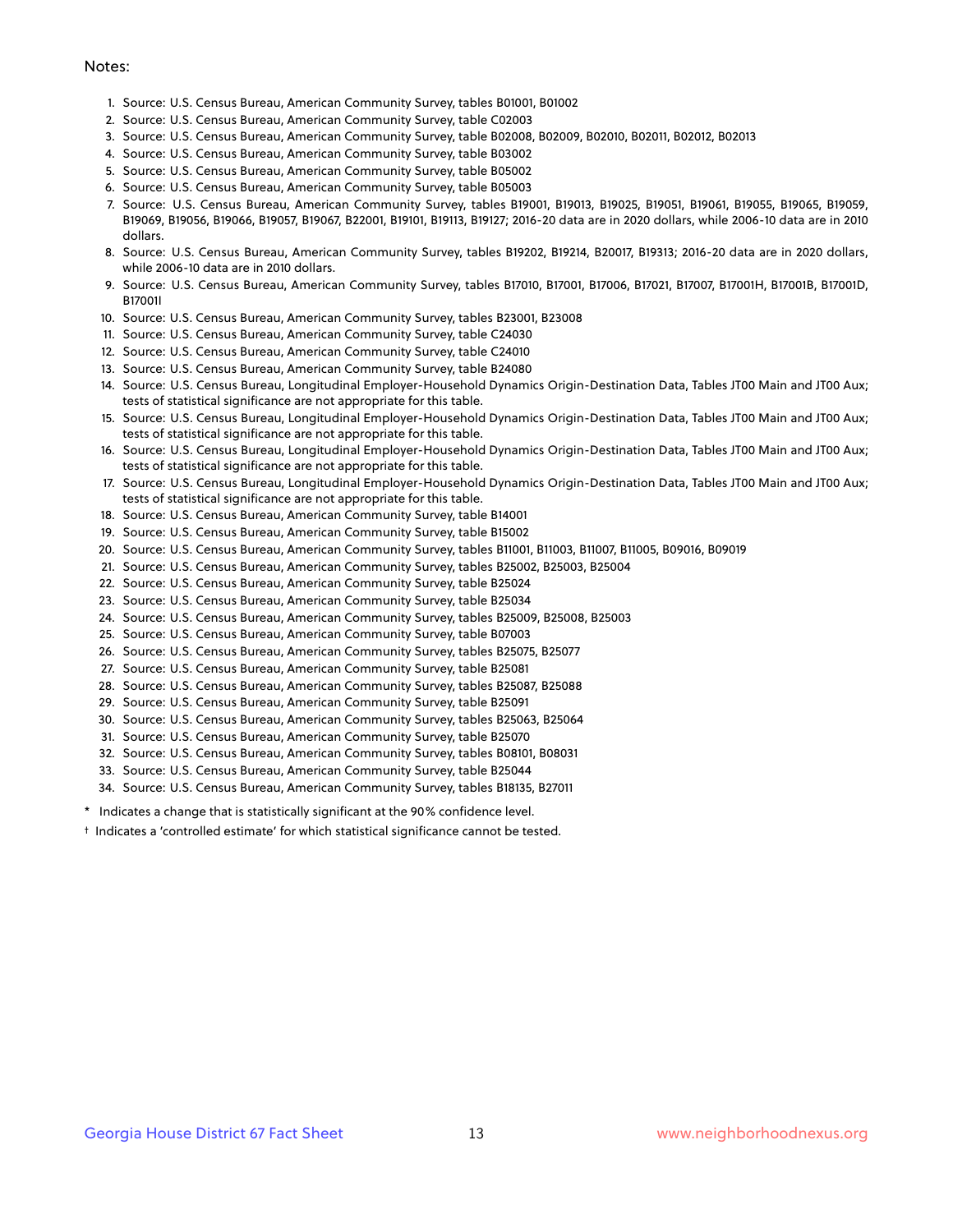Notes:

1. Source: U.S. Census Bureau, American Community Survey, tables B01001, B01002
2. Source: U.S. Census Bureau, American Community Survey, table C02003
3. Source: U.S. Census Bureau, American Community Survey, table B02008, B02009, B02010, B02011, B02012, B02013
4. Source: U.S. Census Bureau, American Community Survey, table B03002
5. Source: U.S. Census Bureau, American Community Survey, table B05002
6. Source: U.S. Census Bureau, American Community Survey, table B05003
7. Source: U.S. Census Bureau, American Community Survey, tables B19001, B19013, B19025, B19051, B19061, B19055, B19065, B19059, B19069, B19056, B19066, B19057, B19067, B22001, B19101, B19113, B19127; 2016-20 data are in 2020 dollars, while 2006-10 data are in 2010 dollars.
8. Source: U.S. Census Bureau, American Community Survey, tables B19202, B19214, B20017, B19313; 2016-20 data are in 2020 dollars, while 2006-10 data are in 2010 dollars.
9. Source: U.S. Census Bureau, American Community Survey, tables B17010, B17001, B17006, B17021, B17007, B17001H, B17001B, B17001D, B17001I
10. Source: U.S. Census Bureau, American Community Survey, tables B23001, B23008
11. Source: U.S. Census Bureau, American Community Survey, table C24030
12. Source: U.S. Census Bureau, American Community Survey, table C24010
13. Source: U.S. Census Bureau, American Community Survey, table B24080
14. Source: U.S. Census Bureau, Longitudinal Employer-Household Dynamics Origin-Destination Data, Tables JT00 Main and JT00 Aux; tests of statistical significance are not appropriate for this table.
15. Source: U.S. Census Bureau, Longitudinal Employer-Household Dynamics Origin-Destination Data, Tables JT00 Main and JT00 Aux; tests of statistical significance are not appropriate for this table.
16. Source: U.S. Census Bureau, Longitudinal Employer-Household Dynamics Origin-Destination Data, Tables JT00 Main and JT00 Aux; tests of statistical significance are not appropriate for this table.
17. Source: U.S. Census Bureau, Longitudinal Employer-Household Dynamics Origin-Destination Data, Tables JT00 Main and JT00 Aux; tests of statistical significance are not appropriate for this table.
18. Source: U.S. Census Bureau, American Community Survey, table B14001
19. Source: U.S. Census Bureau, American Community Survey, table B15002
20. Source: U.S. Census Bureau, American Community Survey, tables B11001, B11003, B11007, B11005, B09016, B09019
21. Source: U.S. Census Bureau, American Community Survey, tables B25002, B25003, B25004
22. Source: U.S. Census Bureau, American Community Survey, table B25024
23. Source: U.S. Census Bureau, American Community Survey, table B25034
24. Source: U.S. Census Bureau, American Community Survey, tables B25009, B25008, B25003
25. Source: U.S. Census Bureau, American Community Survey, table B07003
26. Source: U.S. Census Bureau, American Community Survey, tables B25075, B25077
27. Source: U.S. Census Bureau, American Community Survey, table B25081
28. Source: U.S. Census Bureau, American Community Survey, tables B25087, B25088
29. Source: U.S. Census Bureau, American Community Survey, table B25091
30. Source: U.S. Census Bureau, American Community Survey, tables B25063, B25064
31. Source: U.S. Census Bureau, American Community Survey, table B25070
32. Source: U.S. Census Bureau, American Community Survey, tables B08101, B08031
33. Source: U.S. Census Bureau, American Community Survey, table B25044
34. Source: U.S. Census Bureau, American Community Survey, tables B18135, B27011

\* Indicates a change that is statistically significant at the 90% confidence level.

† Indicates a 'controlled estimate' for which statistical significance cannot be tested.